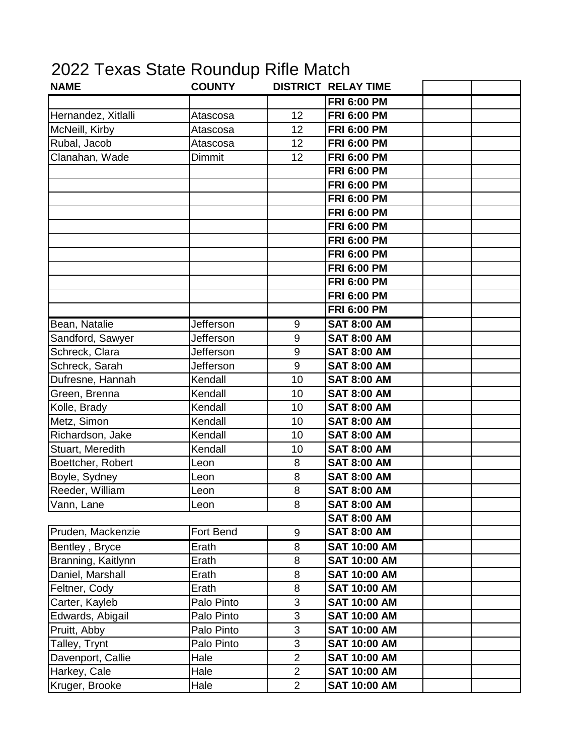# 2022 Texas State Roundup Rifle Match

| NAME | COUNTY | DISTRICT | RELAY TIME | | |
|---|---|---|---|---|---|
| | | | **FRI 6:00 PM** | | |
| Hernandez, Xitlalli | Atascosa | 12 | **FRI 6:00 PM** | | |
| McNeill, Kirby | Atascosa | 12 | **FRI 6:00 PM** | | |
| Rubal, Jacob | Atascosa | 12 | **FRI 6:00 PM** | | |
| Clanahan, Wade | Dimmit | 12 | **FRI 6:00 PM** | | |
| | | | **FRI 6:00 PM** | | |
| | | | **FRI 6:00 PM** | | |
| | | | **FRI 6:00 PM** | | |
| | | | **FRI 6:00 PM** | | |
| | | | **FRI 6:00 PM** | | |
| | | | **FRI 6:00 PM** | | |
| | | | **FRI 6:00 PM** | | |
| | | | **FRI 6:00 PM** | | |
| | | | **FRI 6:00 PM** | | |
| | | | **FRI 6:00 PM** | | |
| | | | **FRI 6:00 PM** | | |
| Bean, Natalie | Jefferson | 9 | **SAT 8:00 AM** | | |
| Sandford, Sawyer | Jefferson | 9 | **SAT 8:00 AM** | | |
| Schreck, Clara | Jefferson | 9 | **SAT 8:00 AM** | | |
| Schreck, Sarah | Jefferson | 9 | **SAT 8:00 AM** | | |
| Dufresne, Hannah | Kendall | 10 | **SAT 8:00 AM** | | |
| Green, Brenna | Kendall | 10 | **SAT 8:00 AM** | | |
| Kolle, Brady | Kendall | 10 | **SAT 8:00 AM** | | |
| Metz, Simon | Kendall | 10 | **SAT 8:00 AM** | | |
| Richardson, Jake | Kendall | 10 | **SAT 8:00 AM** | | |
| Stuart, Meredith | Kendall | 10 | **SAT 8:00 AM** | | |
| Boettcher, Robert | Leon | 8 | **SAT 8:00 AM** | | |
| Boyle, Sydney | Leon | 8 | **SAT 8:00 AM** | | |
| Reeder, William | Leon | 8 | **SAT 8:00 AM** | | |
| Vann, Lane | Leon | 8 | **SAT 8:00 AM** | | |
| | | | **SAT 8:00 AM** | | |
| Pruden, Mackenzie | Fort Bend | 9 | **SAT 8:00 AM** | | |
| Bentley , Bryce | Erath | 8 | **SAT 10:00 AM** | | |
| Branning, Kaitlynn | Erath | 8 | **SAT 10:00 AM** | | |
| Daniel, Marshall | Erath | 8 | **SAT 10:00 AM** | | |
| Feltner, Cody | Erath | 8 | **SAT 10:00 AM** | | |
| Carter, Kayleb | Palo Pinto | 3 | **SAT 10:00 AM** | | |
| Edwards, Abigail | Palo Pinto | 3 | **SAT 10:00 AM** | | |
| Pruitt, Abby | Palo Pinto | 3 | **SAT 10:00 AM** | | |
| Talley, Trynt | Palo Pinto | 3 | **SAT 10:00 AM** | | |
| Davenport, Callie | Hale | 2 | **SAT 10:00 AM** | | |
| Harkey, Cale | Hale | 2 | **SAT 10:00 AM** | | |
| Kruger, Brooke | Hale | 2 | **SAT 10:00 AM** | | |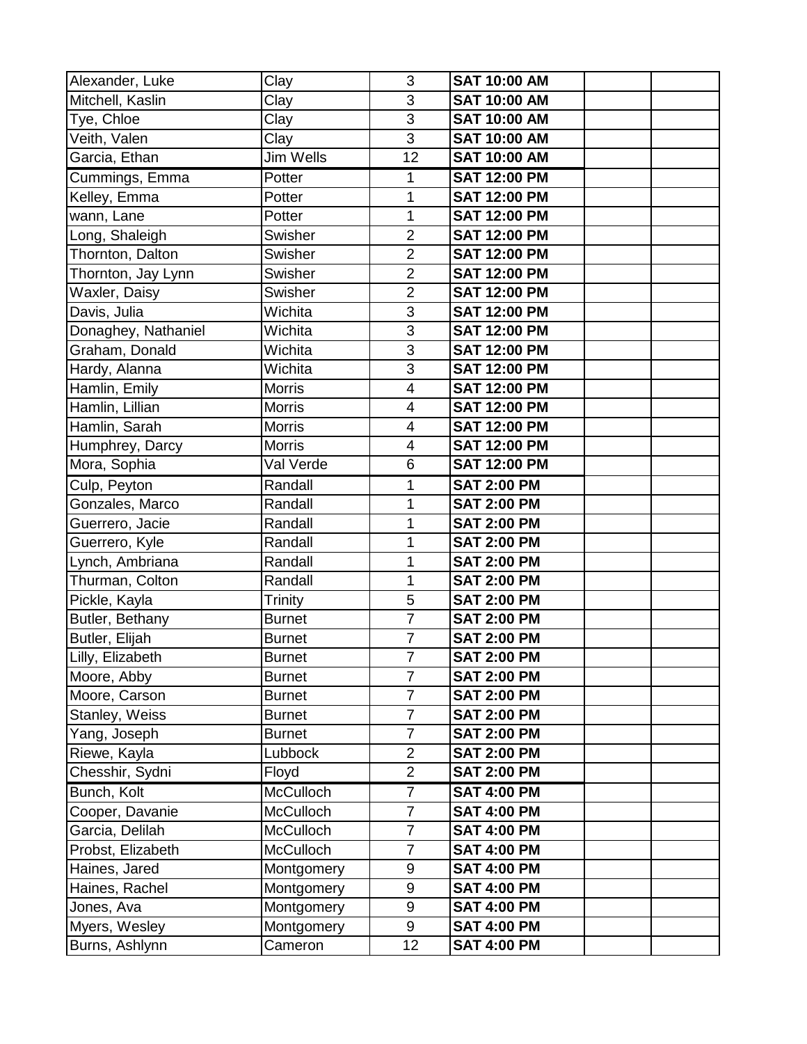| | | | | | |
|---|---|---|---|---|---|
| Alexander, Luke | Clay | 3 | **SAT 10:00 AM** | | |
| Mitchell, Kaslin | Clay | 3 | **SAT 10:00 AM** | | |
| Tye, Chloe | Clay | 3 | **SAT 10:00 AM** | | |
| Veith, Valen | Clay | 3 | **SAT 10:00 AM** | | |
| Garcia, Ethan | Jim Wells | 12 | **SAT 10:00 AM** | | |
| Cummings, Emma | Potter | 1 | **SAT 12:00 PM** | | |
| Kelley, Emma | Potter | 1 | **SAT 12:00 PM** | | |
| wann, Lane | Potter | 1 | **SAT 12:00 PM** | | |
| Long, Shaleigh | Swisher | 2 | **SAT 12:00 PM** | | |
| Thornton, Dalton | Swisher | 2 | **SAT 12:00 PM** | | |
| Thornton, Jay Lynn | Swisher | 2 | **SAT 12:00 PM** | | |
| Waxler, Daisy | Swisher | 2 | **SAT 12:00 PM** | | |
| Davis, Julia | Wichita | 3 | **SAT 12:00 PM** | | |
| Donaghey, Nathaniel | Wichita | 3 | **SAT 12:00 PM** | | |
| Graham, Donald | Wichita | 3 | **SAT 12:00 PM** | | |
| Hardy, Alanna | Wichita | 3 | **SAT 12:00 PM** | | |
| Hamlin, Emily | Morris | 4 | **SAT 12:00 PM** | | |
| Hamlin, Lillian | Morris | 4 | **SAT 12:00 PM** | | |
| Hamlin, Sarah | Morris | 4 | **SAT 12:00 PM** | | |
| Humphrey, Darcy | Morris | 4 | **SAT 12:00 PM** | | |
| Mora, Sophia | Val Verde | 6 | **SAT 12:00 PM** | | |
| Culp, Peyton | Randall | 1 | **SAT 2:00 PM** | | |
| Gonzales, Marco | Randall | 1 | **SAT 2:00 PM** | | |
| Guerrero, Jacie | Randall | 1 | **SAT 2:00 PM** | | |
| Guerrero, Kyle | Randall | 1 | **SAT 2:00 PM** | | |
| Lynch, Ambriana | Randall | 1 | **SAT 2:00 PM** | | |
| Thurman, Colton | Randall | 1 | **SAT 2:00 PM** | | |
| Pickle, Kayla | Trinity | 5 | **SAT 2:00 PM** | | |
| Butler, Bethany | Burnet | 7 | **SAT 2:00 PM** | | |
| Butler, Elijah | Burnet | 7 | **SAT 2:00 PM** | | |
| Lilly, Elizabeth | Burnet | 7 | **SAT 2:00 PM** | | |
| Moore, Abby | Burnet | 7 | **SAT 2:00 PM** | | |
| Moore, Carson | Burnet | 7 | **SAT 2:00 PM** | | |
| Stanley, Weiss | Burnet | 7 | **SAT 2:00 PM** | | |
| Yang, Joseph | Burnet | 7 | **SAT 2:00 PM** | | |
| Riewe, Kayla | Lubbock | 2 | **SAT 2:00 PM** | | |
| Chesshir, Sydni | Floyd | 2 | **SAT 2:00 PM** | | |
| Bunch, Kolt | McCulloch | 7 | **SAT 4:00 PM** | | |
| Cooper, Davanie | McCulloch | 7 | **SAT 4:00 PM** | | |
| Garcia, Delilah | McCulloch | 7 | **SAT 4:00 PM** | | |
| Probst, Elizabeth | McCulloch | 7 | **SAT 4:00 PM** | | |
| Haines, Jared | Montgomery | 9 | **SAT 4:00 PM** | | |
| Haines, Rachel | Montgomery | 9 | **SAT 4:00 PM** | | |
| Jones, Ava | Montgomery | 9 | **SAT 4:00 PM** | | |
| Myers, Wesley | Montgomery | 9 | **SAT 4:00 PM** | | |
| Burns, Ashlynn | Cameron | 12 | **SAT 4:00 PM** | | |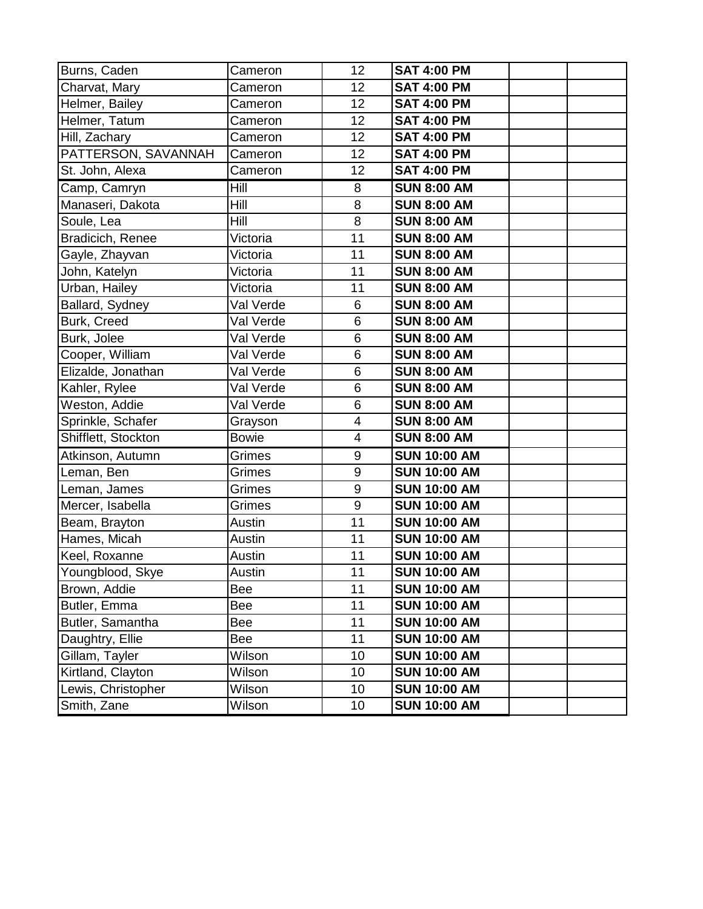| | | | | | |
|---|---|---|---|---|---|
| Burns, Caden | Cameron | 12 | **SAT 4:00 PM** | | |
| Charvat, Mary | Cameron | 12 | **SAT 4:00 PM** | | |
| Helmer, Bailey | Cameron | 12 | **SAT 4:00 PM** | | |
| Helmer, Tatum | Cameron | 12 | **SAT 4:00 PM** | | |
| Hill, Zachary | Cameron | 12 | **SAT 4:00 PM** | | |
| PATTERSON, SAVANNAH | Cameron | 12 | **SAT 4:00 PM** | | |
| St. John, Alexa | Cameron | 12 | **SAT 4:00 PM** | | |
| Camp, Camryn | Hill | 8 | **SUN 8:00 AM** | | |
| Manaseri, Dakota | Hill | 8 | **SUN 8:00 AM** | | |
| Soule, Lea | Hill | 8 | **SUN 8:00 AM** | | |
| Bradicich, Renee | Victoria | 11 | **SUN 8:00 AM** | | |
| Gayle, Zhayvan | Victoria | 11 | **SUN 8:00 AM** | | |
| John, Katelyn | Victoria | 11 | **SUN 8:00 AM** | | |
| Urban, Hailey | Victoria | 11 | **SUN 8:00 AM** | | |
| Ballard, Sydney | Val Verde | 6 | **SUN 8:00 AM** | | |
| Burk, Creed | Val Verde | 6 | **SUN 8:00 AM** | | |
| Burk, Jolee | Val Verde | 6 | **SUN 8:00 AM** | | |
| Cooper, William | Val Verde | 6 | **SUN 8:00 AM** | | |
| Elizalde, Jonathan | Val Verde | 6 | **SUN 8:00 AM** | | |
| Kahler, Rylee | Val Verde | 6 | **SUN 8:00 AM** | | |
| Weston, Addie | Val Verde | 6 | **SUN 8:00 AM** | | |
| Sprinkle, Schafer | Grayson | 4 | **SUN 8:00 AM** | | |
| Shifflett, Stockton | Bowie | 4 | **SUN 8:00 AM** | | |
| Atkinson, Autumn | Grimes | 9 | **SUN 10:00 AM** | | |
| Leman, Ben | Grimes | 9 | **SUN 10:00 AM** | | |
| Leman, James | Grimes | 9 | **SUN 10:00 AM** | | |
| Mercer, Isabella | Grimes | 9 | **SUN 10:00 AM** | | |
| Beam, Brayton | Austin | 11 | **SUN 10:00 AM** | | |
| Hames, Micah | Austin | 11 | **SUN 10:00 AM** | | |
| Keel, Roxanne | Austin | 11 | **SUN 10:00 AM** | | |
| Youngblood, Skye | Austin | 11 | **SUN 10:00 AM** | | |
| Brown, Addie | Bee | 11 | **SUN 10:00 AM** | | |
| Butler, Emma | Bee | 11 | **SUN 10:00 AM** | | |
| Butler, Samantha | Bee | 11 | **SUN 10:00 AM** | | |
| Daughtry, Ellie | Bee | 11 | **SUN 10:00 AM** | | |
| Gillam, Tayler | Wilson | 10 | **SUN 10:00 AM** | | |
| Kirtland, Clayton | Wilson | 10 | **SUN 10:00 AM** | | |
| Lewis, Christopher | Wilson | 10 | **SUN 10:00 AM** | | |
| Smith, Zane | Wilson | 10 | **SUN 10:00 AM** | | |